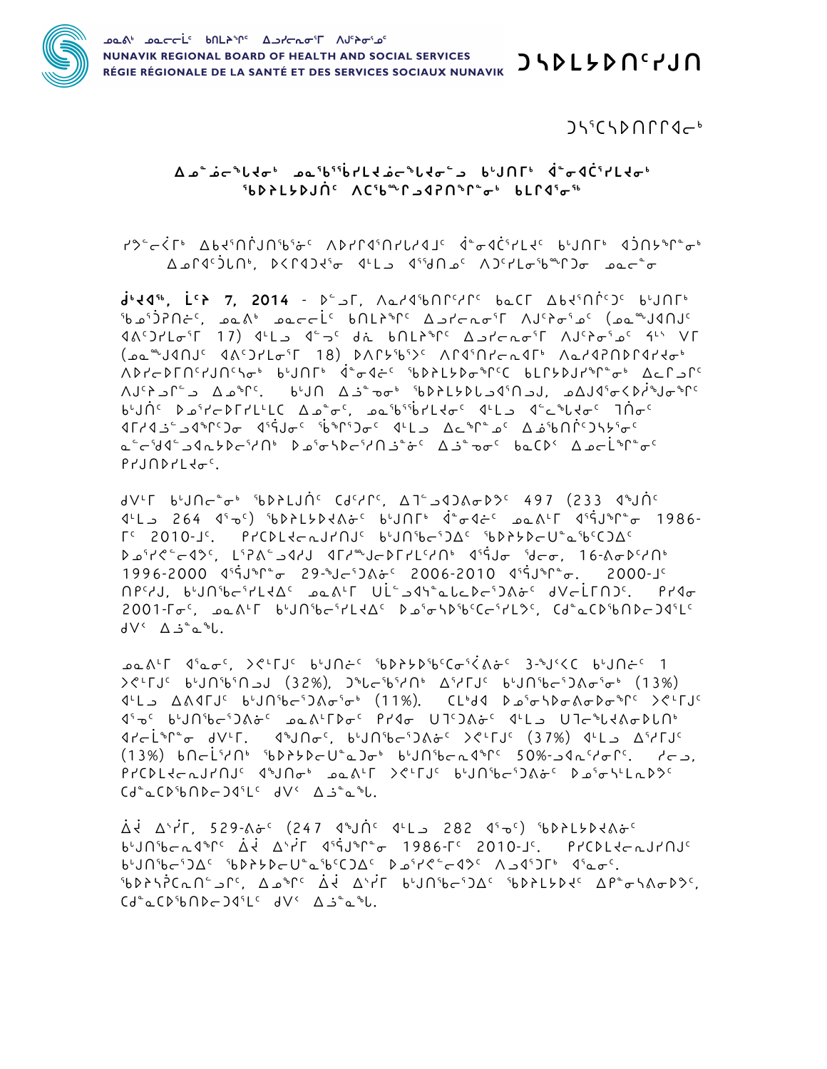ᓄᓇᕕᒃ ᓄᓇᓕᓕᒫᑦ ᑲᑎᒪᔨᖏᑦ ᐃᓗᓯᓕᕆᓂᕐᒥ ᐱᒍᑦᓯᕐᓂᓄᑦ
NUNAVIK REGIONAL BOARD OF HEALTH AND SOCIAL SERVICES
RÉGIE RÉGIONALE DE LA SANTÉ ET DES SERVICES SOCIAUX NUNAVIK

# ᑐᓴᕐᑕᓴᐅᑎᓯᒍᑎ

ᑐᓴᕐᑕᓴᐅᑎᒥᒥᐊᓂᒃ

## ᐃᓄᓐᓅᓂᕐᓚᕆᐊᓂᒃ ᓄᓇᖅᑰᖅᑰᕐᓯᒪᕆᐊᓅᓂᕐᓚᕆᐊᓂᓗ ᑲᒻᒍᑎᒥᒃ ᐋᓐᓂᐊᑖᕐᓯᒪᕆᐊᓂᒃ ᖃᐅᔨᒪᔪᒍᑏᑦ ᐱᑕᖃᕐᒥᒍᐊᕈᑎᖕᒥᓐᓂᒃ ᑲᒪᒋᐊᕐᓂᖅ

ᓯᑐᑦᓚᕉᒥᒃ ᐃᑲᔪᕐᑎᒌᒍᑎᖃᕐᓂᑦ ᐱᐅᓯᕆᐊᕐᑎᓯᒪᓕᐊᑐᑦ ᐋᓐᓂᐊᑖᕐᓯᒪᔪᑦ ᑲᒻᒍᑎᒥᒃ ᐊᑑᑎᔭᖕᒋᓐᓂᒃ ᐃᓄᒋᐊᑦᑑᒪᑎᒃ, ᐅᐸᒋᐊᑐᔪᓂ ᐊᒻᒪᓗ ᐊᕐᕈᑎᓄᑦ ᐱᑐᑦᓯᒪᓂᖅᑲᖕᒥᑐᓂ ᓄᓇᓕᓐᓂ

ᑰᒃᔪᐊᖅ, ᒫᑦᓯ 7, 2014 - ᐅᑦᑐᒥ, ᐱᓇᓱᐊᖅᑲᐅᑎᑦᓯᔨᑦ ᑲᓇᑕᒥ ᐃᑲᔪᕐᑎᕈᑦᑐᑦ ᑲᒻᒍᑎᒥᒃ ᖃᓄᐃᑦᑑᑎᓂᑦ, ᓄᓇᕕᒃ ᓄᓇᓕᓕᒫᑦ ᑲᑎᒪᔨᖏᑦ ᐃᓗᓯᓕᕆᓂᕐᒥ ᐱᒍᑦᓯᕐᓂᓄᑦ (ᓄᓇᖕᒍᐊᑎᒍᑦ ᐊᐱᑦᑐᓯᒪᓂᕐᒥ 17) ᐊᒻᒪᓗ ᐊᑦᑐᑦ ᑯᓇ ᑲᑎᒪᔨᖏᑦ ᐃᓗᓯᓕᕆᓂᕐᒥ ᐱᒍᑦᓯᕐᓂᓄᑦ ᔪᒪ ᐯᒥ (ᓄᓇᖕᒍᐊᑎᒍᑦ ᐊᐱᑦᑐᓯᒪᓂᕐᒥ 18) ᐅᐸᑦᔭᕐᔭᕐᑐᑦ ᐱᑦᑕᕐᑎᓯᓕᓇᒃ ᐱᓇᓱᐊᕈᑎᐅᑎᐊᓯᐊᓂᒃ ᐱᑐᓯᓕᐅᒥᑎᑦᓯᒍᑎᑦᓴᓂᒃ ᑲᒻᒍᑎᒥᒃ ᐋᓐᓂᐊᑖᑦ ᖃᐅᔨᒪᔭᐅᓂᖅᑖᑦ ᑲᒪᒋᔭᐅᒍᓯᕐᓂᖅᑖᓂᒃ ᐃᓄᒃᑐᒥᑦ ᐱᒍᑦᓯᔪᒥᑦᑐ ᐃᓄᖅᑎᑦ. ᑲᒻᒍᑎ ᐃᓅᓐᓂᒃ ᖃᐅᔨᒪᔪᒪᓚᐊᓯᑎᓗᒍ, ᓄᐃᒍᐊᓯᐸᐅᔫᒍᕐᒥᑦ ᑲᒻᒍᑏᑦ ᐅᓄᓯᑦᑕᐅᒥᓯᒪᓚᕐᑕᑦ ᐃᓄᓐᓂᑦ, ᓄᓇᖅᑰᖅᓯᒪᔪᓂᑦ ᐊᒻᒪᓗ ᐊᓪᓚᕆᐊᓂᑦ ᒣᑎᓂᑦ ᐊᒥᓯᐊᓗᑦᑐᑦᓯᐊᕐᑎᑐᓂ ᐊᓯᒍᓂᑦ ᖃᕐᒥᐅᑕᑦᓯᐊᓂᑦ ᐃᓕᕐᖃᓂᑦ ᐃᓅᖃᑎᑦᑐᓴᓯᓂᑦ ᓇᓪᓚᖁᑕᐅᓇᓴᐅᓯᓯᒃ ᐅᓄᓯᒍᓯᑎᓯᓕᑎᓐᓂᑦ ᐃᓅᓐᓂᑦ ᑲᓇᑕᐅᑉ ᐃᓄᓕᒫᕐᓂᑦ ᑭᓯᒍᑎᐅᓯᒪᔪᓂᑦ.

ᑯᐯᒥ ᑲᒻᒍᑎᓕᓐᓂᒃ ᖃᐅᔨᒪᔪᑎᑦ ᑕᑦᓯᑦ, ᐃᒣᑦᑐᐊᑐᐱᓂᐅᑦ 497 (233 ᐊᖑᑏᑦ ᐊᒻᒪᓗ 264 ᐊᕐᓇᑦ) ᖃᐅᔨᒪᔭᐅᔪᐱᓃᑦ ᑲᒻᒍᑎᒥᒃ ᐋᓐᓂᐊᑖᑦ ᓄᓇᕕᒥ ᐊᕐᕌᒍᖏᓐᓂ 1986-ᒥᑦ 2010-ᒧᑦ. ᑭᓯᑕᐅᒪᔭᓕᓇᒍᓯᑎᒍᑦ ᑲᒻᒍᑎᖃᕐᓯᑐᐃᑦ ᖃᐅᔨᔭᓕᒎᓇᖃᑦᑐᐃᑦ ᐅᓄᕐᓯᕙᑦᓕᐊᔭᑦ, ᒪᕐᕉᐱᑦᓗᐊᓯᐊᒍ ᐊᒥᓯᙵᒍᓕᐅᒥᓯᓚᑦᓯᑎᒃ ᐊᕐᕌᒍᓂ ᖁᓕᓂ, 16-ᐱᓂᐅᑦᓯᑎᒃ 1996-2000 ᐊᕐᕌᒍᖏᓐᓂ 29-ᖑᓕᑦᑐᐃᐱᓃᑦ 2006-2010 ᐊᕐᕌᒍᖏᓐᓂ. 2000-ᒧᑦ ᑎᑭᑦᓯᒍ, ᑲᒻᒍᑎᖃᕐᓯᒪᔪᐃᑦ ᓄᓇᕕᒥ ᐅᒪᑦᑐᐊᖕᓇᓚᓕᐅᓕᑐᐱᓃᑦ ᑯᐯᓕᒫᒥᑎᑐᑦ. ᑭᓯᐊᓂ 2001-ᒥᓂᑦ, ᓄᓇᕕᒥ ᑲᒻᒍᑎᖃᕐᓯᒪᔪᐃᑦ ᐅᓄᕐᓂᓴᐅᕐᑲᑦᑕᓕᕐᓯᒪᔭᑦ, ᑕᓐᓇᑕᐅᖅᑲᑎᐅᓕᑐᐊᕐᒪᑦ ᑯᐯᒃ ᐃᓅᓐᓇᖅ.

ᓄᓇᕕᒥ ᐊᕐᓇᓂᑦ, ᐳᕝᕕᒥᒍᑦ ᑲᒻᒍᑎᓂᑦ ᖃᐅᔨᒪᔭᐅᑉᐸᓯᓐᓂᑦ ᕿᒧᕐᕈᐸᑕ ᑲᒻᒍᑎᓂᑦ 1 ᐳᕝᕕᒥᒍᑦ ᑲᒻᒍᑎᑦᑎᓗᒍ (32%), ᑐᖅᓚᕆᖅᓯᑎᒃ ᐃᓯᕐᒥᒍᑦ ᑲᒻᒍᑎᖃᕐᓯᒪᓂᕐᓂᒃ (13%) ᐊᒻᒪᓗ ᐃᐱᐊᒥᒍᑦ ᑲᒻᒍᑎᖃᕐᓯᒪᓂᕐᓂᒃ (11%). ᑕᒪᒃᑯᐊ ᐅᓄᕐᓂᓴᐅᓂᐱᓂᐅᓂᖅᑎᑦ ᐳᕝᕕᒥᒍᑦ ᐊᕐᓇᑦ ᑲᒻᒍᑎᖃᕐᓯᒪᔪᐱᓃᑦ ᓄᓇᕕᒥᐅᓂᑦ ᑭᓯᐊᓂ ᐅᒣᑐᐱᓃᑦ ᐊᒻᒪᓗ ᐅᒣᓕᖅᓚᕆᐊᐱᓂᐅᓚᑎᒃ ᐊᓯᓕᒫᕐᓂ ᑯᐯᒥ. ᐊᖑᑎᓂᑦ, ᑲᒻᒍᑎᖃᕐᓯᒪᔪᐱᓃᑦ ᐳᕝᕕᒥᒍᑦ (37%) ᐊᒻᒪᓗ ᐃᓯᕐᒥᒍᑦ (13%) ᑲᑎᓕᒫᕐᓯᑎᒃ ᖃᐅᔨᔭᓕᒎᓇᑐᓂᒃ ᑲᒻᒍᑎᖃᓇᕐᓂᑦ 50%-ᒧᐊᓇᖅᓯᓂᒥᑦ. ᓯᓚᒧ, ᑭᓯᑕᐅᒪᔭᓇᒍᓯᑎᒍᑦ ᐊᖑᑎᓂᒃ ᓄᓇᕕᒥ ᐳᕝᕕᒥᒍᑦ ᑲᒻᒍᑎᖃᕐᓯᒪᔪᐱᓃᑦ ᐅᓄᕐᓂᓴᓕᒪᓇᐅᔭᑦ ᑕᓐᓇᑕᐅᖅᑲᑎᐅᓕᑐᐊᕐᒪᑦ ᑯᐯᒃ ᐃᓅᓐᓇᖅ.

ᐃᓱ ᐃᓯᓯᒥ, 529-ᐱᓃᑦ (247 ᐊᖑᑏᑦ ᐊᒻᒪᓗ 282 ᐊᕐᓇᑦ) ᖃᐅᔨᒪᔭᐅᔪᐱᓃᑦ ᑲᒻᒍᑎᖃᓇᕐᓂᑦ ᐃᓱ ᐃᓯᓯᒥ ᐊᕐᕌᒍᖏᓐᓂ 1986-ᒥᑦ 2010-ᒧᑦ. ᑭᓯᑕᐅᒪᔭᓇᒍᓯᑎᒍᑦ ᑲᒻᒍᑎᖃᕐᓯᒪᔪᑦ ᖃᐅᔨᔭᓕᒎᓇᖃᑦᑐᑦ ᐅᓄᕐᓯᕙᑦᓕᐊᔭᑦ ᐱᒧᐊᑐᒥᒃ ᐊᕐᓇᓂᑦ. ᖃᐅᔨᓴᕐᑕᓇᑎᓪᓗᒥᑦ, ᐃᓄᖕᓂᑦ ᐃᓱ ᐃᓯᓯᒥ ᑲᒻᒍᑎᖃᕐᓯᒪᔪᑦ ᖃᐅᔨᒪᔭᐅᔪᑦ ᐃᑭᓐᓂᓴᐱᓂᐅᔭᑦ, ᑕᓐᓇᑕᐅᖅᑲᑎᐅᓕᑐᐊᕐᒪᑦ ᑯᐯᒃ ᐃᓅᓐᓇᖅ.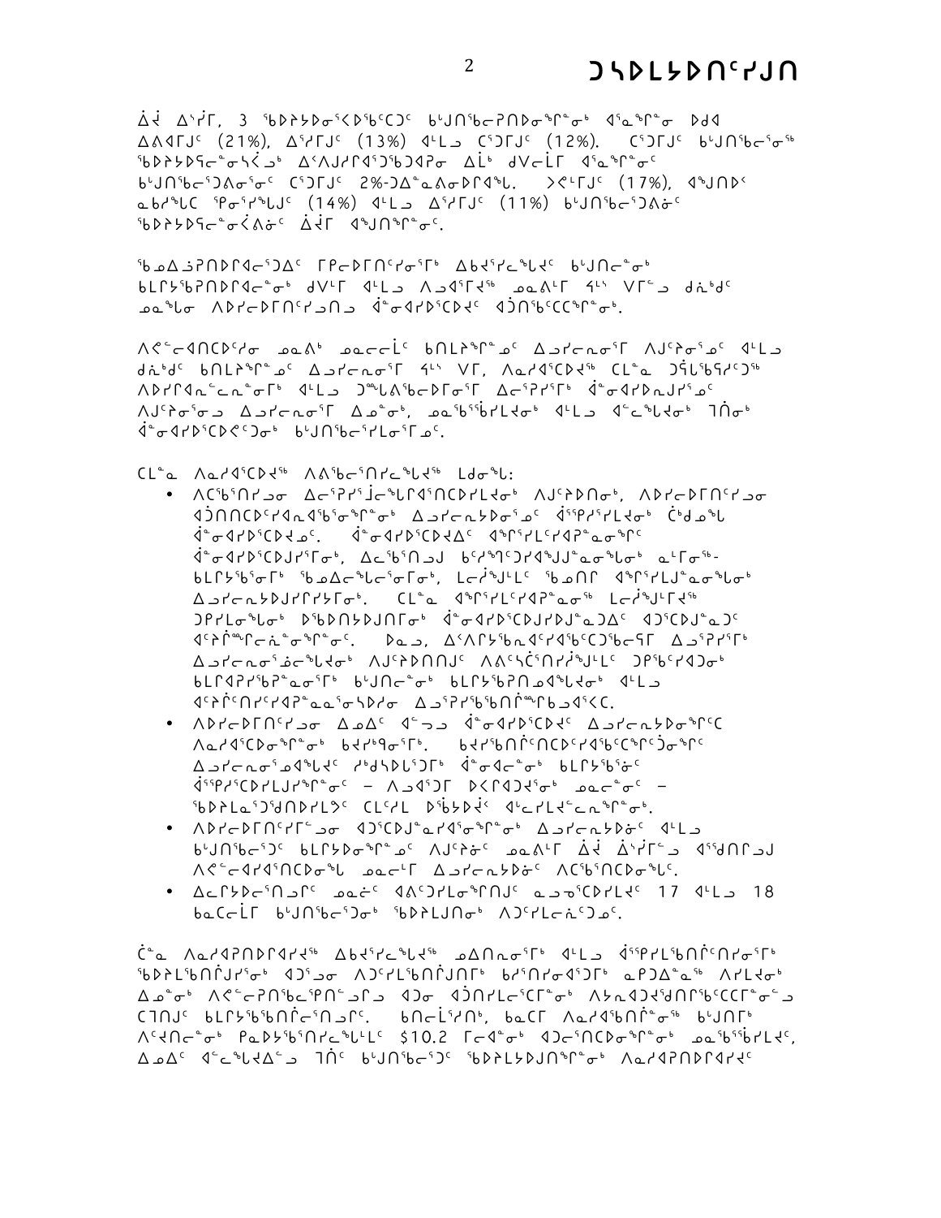ᐃᔩ ᐃᓱᔨᒥ, 3 ᖃᐅᔨᓴᐅᓂᖅᑖᕆᖃᑦᑕᑐᑦ ᑲᒧᑎᖃᓕᕈᑎᐅᓂᖏᓐᓂᒃ ᐊᕐᓇᖏᓐᓂ ᐅᑯᐊ ᐃᕕᐊᒥᒧᑦ (21%), ᐃᓱᔨᒥᒧᑦ (13%) ᐊᒻᒪᓗ ᑕᕐᕋᒥᒧᑦ (12%). ᑕᕐᕋᒥᒧᑦ ᑲᒧᑎᖃᓕᕐᓂᖅ ᖃᐅᔨᓴᐅᕋᓕᓐᓂᓴᕋᓗᒃ ᐃᑉᐱᒍᓱᒋᐊᖅᑐᖃᑐᐊᕈᓂ ᐃᒫᒃ ᑯᐯᓕᒫᒥ ᐊᕐᓇᖏᓐᓂᑦ ᑲᒧᑎᖃᓕᕐᑐᕕᓂᕐᓂᑦ ᑕᕐᕋᒥᒧᑦ 2%-ᑐᐃᓐᓇᕕᓂᐅᒋᐊᖓ. ᐳᕋᒻᒥᒧᑦ (17%), ᐊᖑᑎᐅᑉ ᓇᑲᔫᒐ ᕿᓂᕐᓱᖓᒧᑦ (14%) ᐊᒻᒪᓗ ᐃᓱᔨᒥᒧᑦ (11%) ᑲᒧᑎᖃᓕᕐᑐᕕᓃᑦ ᖃᐅᔨᓴᐅᕋᓕᓐᓂᕉᕕᓃᑦ ᐃᔩᒥ ᐊᖑᑎᖏᓐᓂᑦ.

ᖃᓄᐃᓘᕈᑎᐅᒋᐊᓕᕐᑐᐃᑦ ᒥᑭᓕᐅᒥᑎᑦᓯᓂᕐᒥᒃ ᐃᑲᔫᓯᓕᖓᔪᑦ ᑲᒧᑎᓕᓐᓂᒃ ᑲᒪᒋᔭᖃᕈᑎᐅᒋᐊᓕᓐᓂᒃ ᑯᐯᒥ ᐊᒻᒪᓗ ᐱᓗᐊᕐᒥᔫᖅ ᓄᓇᕕᒥ ᔭᒃ ᐯᒥᑦ ᑯᓇᒃᑯᑦ ᓄᓇᖓᓂ ᐱᐅᓯᓕᐅᒥᑎᑦᓯᓗᑎᓗ ᐋᓂᐊᓯᐅᖅᑕᐅᔪᑦ ᐊᑑᑎᖃᑦᑕᕐᖏᓐᓂᒃ.

ᐱᕙᓪᓕᐊᑎᑕᐅᑦᓯᓂ ᓄᓇᕕᒃ ᓄᓇᓕᓕᒫᑦ ᑲᑎᒪᔨᖏᓐᓄᑦ ᐃᓗᓯᓕᕆᓂᕐᒥ ᐱᒍᑦᔨᕐᓄᑦ ᐊᒻᒪᓗ ᑯᓇᒃᑯᑦ ᑲᑎᒪᔨᖏᓐᓄᑦ ᐃᓗᓯᓕᕆᓂᕐᒥ ᔭᒃ ᐯᒥ, ᐱᓇᓱᐊᕐᑕᐅᔪᖅ ᑕᒪᓐᓇ ᑐᕌᒐᖃᕐᓯᑦᑐᖅ ᐱᐅᓯᒋᐊᕆᓚᐃᓚᓐᓂᒥᒃ ᐊᒻᒪᓗ ᑐᙵᕕᖃᕐᕕᓂᒥᕐᒥ ᐃᓕᕐᕈᓯᕐᒥᒃ ᐋᓂᐊᓯᐅᕆᓗᒍᓯᕐᓄᑦ ᐱᒍᑦᔨᓂᕐᓂᓗ ᐃᓗᓯᓕᕆᓂᕐᒥ ᐃᓄᓐᓂᒃ, ᓄᓇᖃᖅᑳᖅᓯᒪᔪᓂᒃ ᐊᒻᒪᓗ ᐊᓪᓕᖓᔪᓂᒃ ᒣᑦᑎᓂᒃ ᐋᓂᐊᓯᐅᖅᑕᐅᕙᑦᑐᓂᒃ ᑲᒧᑎᖃᓕᕐᓯᒪᓂᕐᒥᓐᓄᑦ.

ᑕᒪᓐᓇ ᐱᓇᓱᐊᕐᑕᐅᔪᖅ ᐱᕕᖃᕐᑎᓯᓕᖓᔪᖅ ᒪᑯᓂᖓ:

- ᐱᑕᖃᕐᑎᓯᓗᓂ ᐃᓕᕐᕈᓯᕐᔫᓕᖓᒋᐊᕐᑎᑕᐅᓯᒪᔪᓂᒃ ᐱᒍᑦᔨᐅᑎᓂᒃ, ᐱᐅᓯᓕᐅᒥᑎᑦᓯᓗᓂ ᐊᑐᑎᑎᑕᐅᓯᐊᓇᕐᑲᕐᓂᖏᓐᓂᒃ ᐃᓗᓯᓕᕆᔭᐅᓂᕐᓄᑦ ᐋᕿᒃᓯᕐᓯᒪᔪᓂᒃ ᑖᒃᑯᓇᖓ ᐋᓂᐊᓯᐅᕐᑕᐅᔪᓄᑦ. ᐋᓂᐊᓯᐅᕐᑕᐅᔪᐃᑦ ᐊᖏᕐᓯᒪᑦᓯᐊᕈᓐᓇᓂᖏᑦ ᐋᓂᐊᓯᐅᕐᑕᐅᓯᕐᒥᓂᒃ, ᐃᓕᖅᑲᑎᓗᒍ ᑲᕐᔫᕋᑦᑐᐊᖑᒍᓐᓇᓂᖓᓂᒃ ᓇᒻᒥᓂᖅ-ᑲᒪᒋᔭᖃᕐᓂᒥᒃ ᖃᓄᐃᖓᓕᕐᓂᒥᒃ, ᒪᓕᒃᖑᒪᑦ ᖃᓄᑎᒥ ᐊᖏᕐᓯᒪᒍᓐᓇᓂᖓᓂᒃ ᐃᓗᓯᓕᕆᔭᐅᔪᓯᒥᔭᒥᒃ. ᑕᒪᓐᓇ ᐊᖏᕐᓯᒪᑦᓯᐊᕈᓐᓇᓂᖅ ᒪᓕᒃᖑᒪᔪᖅ ᑐᑭᓯᒪᓂᖓᓂᒃ ᐅᖃᐅᑎᔭᐅᒍᑎᒥᓂᒃ ᐋᓂᐊᓯᐅᕐᑕᐅᔪᒍᓐᓇᓂᓘᓐᓇᑐᑦ ᐊᑐᕐᑕᐅᒍᓐᓇᑐᑦ ᐊᑦᔨᒌᙱᓕᓐᓂᐊᓂᖏᓐᓂᑦ. ᐅᓇᓗ, ᐃᐸᒃᓴᖃᓐᓂᒡᔪᐊᖃᑦᑕᖃᑦᑕᓕᕐᒥ ᐃᓗᕐᔨᕐᒥᒃ ᐃᓗᓯᓕᕆᓂᕐᓅᕐᖓᔪᑦ ᐱᒍᑦᔨᐅᑎᑎᒍᑦ ᐱᕕᖃᑦᑖᕐᑎᓯᔫᒍᒻᒪᑦ ᑐᑭᖃᑦᓯᐊᑐᓂᒃ ᑲᒥᐊᕈᓯᖃᕈᓇᓂᕐᒥᒃ ᑲᒧᑎᓕᓐᓂᒃ ᑲᒪᒋᔭᖃᕐᑎᓗᐊᖓᔪᓂᒃ ᐊᒻᒪᓗ ᐊᑦᔨᑦᑎᕐᓯᑦᔨᐊᕈᓇᕐᓂᖃᕆᐊᕐᓴᐅᔨᓂ ᐃᓗᕐᔨᖃᑎᒧᑦᑲᓗᐊᕐᐸᑦ.
- ᐱᐅᓯᓕᐅᒥᑎᑦᓯᓗᓂ ᐃᓄᐃᑦ ᐊᓪᓗᓗ ᐋᓂᐊᓯᐅᕐᑕᐅᔪᑦ ᐃᓗᓯᓕᕆᔭᐅᓂᖏᑦᑕ ᐱᓇᓱᐊᕐᑕᐅᓂᖏᓐᓂᒃ ᑲᔪᓯᒍᑎᓂᖏᓐᓂᒃ. ᑲᔪᓯᑲᑎᒋᑦᑎᑕᐅᑦᓯᐊᕐᑕᐅᑦᑕᕐᒥᑦᔫᖏᑦ ᐃᓗᓯᓕᕆᓂᕐᓄᐊᖓᔪᑦ ᓯᑯᕐᑐᐅᒐᕐᑐᒥᒃ ᐋᓂᐊᓕᓐᓂᒃ ᑲᒪᒋᔭᖃᕐᓃᑦ ᐋᕿᒃᓯᕐᑕᐅᓯᒪᒍᓐᓇᖏᓐᓂᑦ – ᐱᓗᐊᕐᑐᒥ ᐅᑉᐱᐊᑐᔪᕐᓂᒃ ᓄᓇᓕᓐᓂᑦ – ᖃᐅᔨᒪᔭᕐᑐᕐᑯᑎᐅᓯᒪᔭᑦ ᑕᑦᓯᓯᒪ ᐅᖃᐅᓯᐅᔫᑉ ᐊᓪᓚᓯᒪᔪᓪᓚᕆᖏᓐᓂᒃ.
- ᐱᐅᓯᓕᐅᒥᑎᑦᓯᒪᓕᓐᓂᒃ ᐊᑐᕐᑕᐅᓇᓱᐊᕐᓂᖏᓐᓂᒃ ᐃᓗᓯᓕᕆᔭᐅᓃᑦ ᐊᒻᒪᓗ ᑲᒧᑎᖃᓕᕐᑐᑦ ᑲᒪᒋᔭᐅᓂᖏᓐᓄᑦ ᐱᒍᑦᔨᓃᑦ ᓄᓇᕕᒥ ᐃᔩ ᐃᓱᔨᒥᓗ ᐊᕐᖁᑎᒥᒍᑦ ᐱᕙᓪᓕᐊᔨᐊᕐᑎᑕᐅᓂᖓ ᓄᓇᓕᒥ ᐃᓗᓯᓕᕆᔭᐅᓃᑦ ᐱᑕᖃᕐᑎᑕᐅᓂᖓᑦ.
- ᐃᓕᓴᐅᑎᓗᒋᑦ ᓄᓂᑦ ᐊᕕᑦᑐᓯᒪᓂᖏᑎᒍᑦ ᓇᓗᓂᕐᑕᐅᓯᒪᔪᑦ 17 ᐊᒻᒪᓗ 18 ᑲᓇᑕᓕᒫᒥ ᑲᒧᑎᖃᓕᕐᑐᓂᒃ ᖃᐅᔨᒪᒍᑎᓂᒃ ᐱᑦᓯᒪᓕᓐᓂᕐᑐᓄᑦ.

ᑖᓐᓇ ᐱᓇᓱᐊᕈᑎᐅᒋᐊᓕᔪᖅ ᐃᑲᔫᓯᓕᖓᔪᖅ ᓄᐃᑎᕆᓂᕐᒥᒃ ᐊᒻᒪᓗ ᐋᕿᒃᓯᒪᓕᖅᑲᑎᒌᑎᓯᓂᕐᒥᒃ ᖃᐅᔨᒪᓕᖅᑲᑎᒌᒍᓯᕐᓂᒃ ᐊᑐᕐᓂ ᐱᑦᓯᒪᓕᖅᑲᑎᒌᒍᑎᒥᒃ ᑲᓯᕐᑎᓂᐊᕐᑐᒥᒃ ᓇᑭᐃᓐᓇᖅ ᐱᓯᔪᓂᒃ ᐃᓄᓐᓂᒃ ᐱᕙᓪᓕᕈᑎᖃᕐᕿᓐᓂᒧᒥᓗ ᐊᑐᓂ ᐊᑑᑎᓯᒪᓕᕐᑕᒥᓂᒃ ᐱᔭᓇᐊᑐᔪᕐᒍᑎᒥᖃᑦᑕᒥᓐᓂᓗ ᑕᒪᑎᒍᑦ ᑲᒥᔭᖃᑦᑕᕐᕿᓂᕐᑎᓗᑦ. ᑲᑎᓕᒫᕐᓯᑎᒃ, ᑲᓇᑕᒥ ᐱᓇᓱᐊᖃᑎᒌᓐᓂᖅ ᑲᒧᑎᒥᒃ ᐱᑦᔪᑎᓕᓐᓂᒃ ᑭᓇᐅᔭᖃᕐᑎᓯᓕᖓᓕᒪᑦ $10.2 ᒥᓕᐊᓐᓂᒃ ᐊᑐᓕᕐᑎᑕᐅᓂᖏᓐᓂᒃ ᓄᓇᖃᕐᖄᕐᓯᒪᔪᑦ, ᐃᓄᐃᑦ ᐊᓪᓚᖓᔪᐃᓪᓗ ᒣᑦ ᑲᒧᑎᖃᓕᕐᑐᑦ ᖃᐅᔨᒪᔭᐅᒍᑎᖏᓐᓂᒃ ᐱᓇᓱᐊᕈᑎᐅᒋᐊᓕᔪᑦ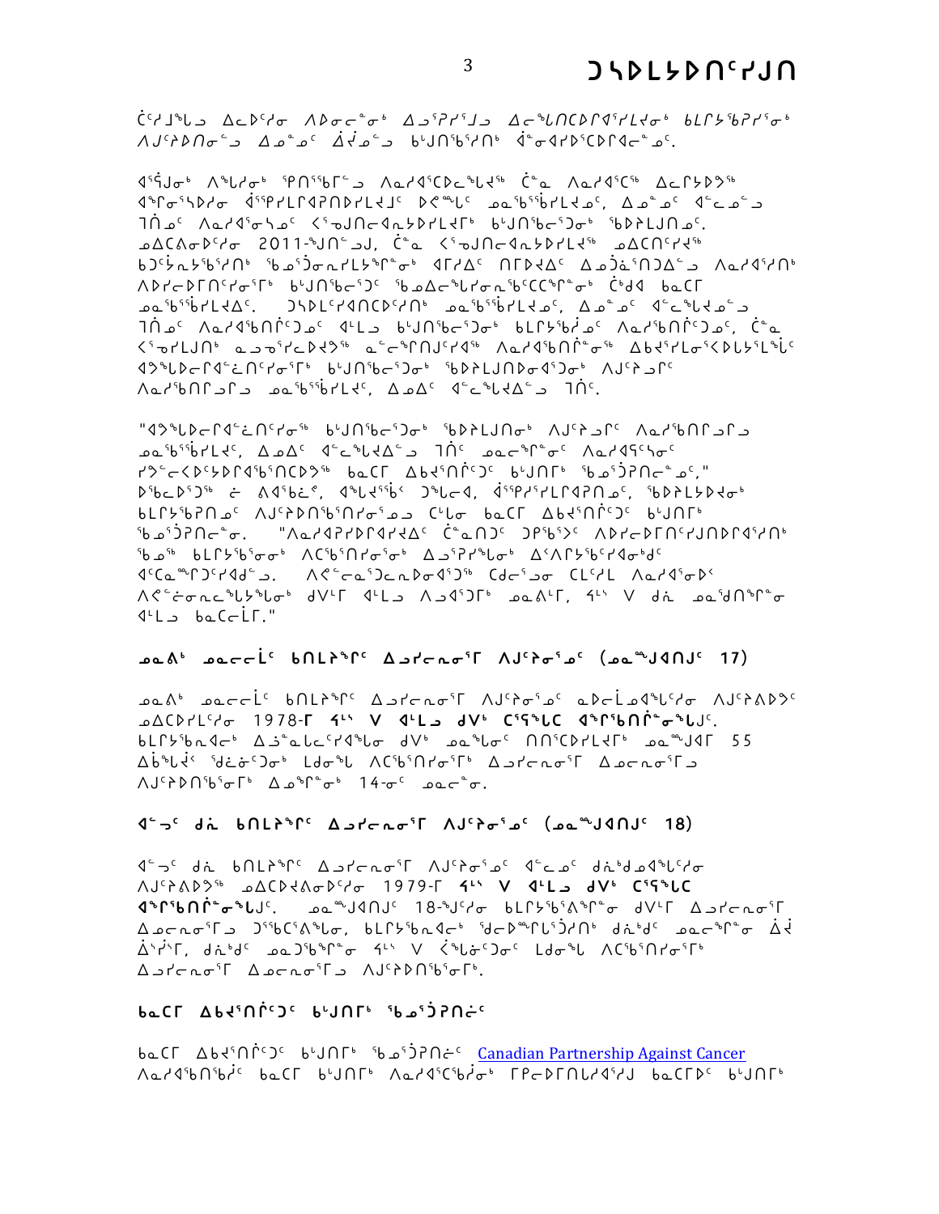ᑖᑦᓯᒧᖓ ᐃᓚᐅᑦᓯᓂ ᐱᐅᓂᓕᖕᓂᒃ ᐃᓗᕐᕈᓯᕐᒧᓗ ᐃᓕᖓᑎᑕᐅᒥᐊᕐᓯᒪᔪᓂᒃ ᑲᒪᒋᔭᖃᕈᓯᕐᓂᒃ ᐱᒍᑦᓴᐅᑎᓂᖓ ᐃᓄᓐᓄᑦ ᐃᓅᓂᖓ ᑲᒍᑎᖃᕐᓯᑎᒃ ᐋᓂᐊᓯᐅᕐᑕᐅᒥᐊᓕᓐᓄᑦ.

ᐊᕐᕌᒍᓂᒃ ᐱᖓᓱᓂᒃ ᕿᑎᖕᖏᑲᒥᖓ ᐱᓇᓱᐊᕐᑕᐅᓚᐅᖅᓯᒪᔪᖅ ᑖᓐᓇ ᐱᓇᓱᐊᕐᑕᖅ ᐃᓚᒥᔭᐅᔭᖅ ᐊᖏᓂᕐᓴᐅᓯᓂ ᐋᕐᕿᓯᒪᑎᐊᕈᑎᐅᓯᒪᔪᑦ ᐅᑉᐸᖓᑦ ᓄᓇᖃᖅᑳᕐᓯᒪᔪᓄᑦ, ᐃᓄᓐᓄᑦ ᐊᓪᓚᓄᓪᓗ ᒣᑎᓄᑦ ᐱᓇᓱᐊᕐᓂᓴᓄᑦ ᐸᕐᕕᒍᑎᓕᐊᓇᔭᐅᓯᒪᔪᒥᒃ ᑲᒍᑎᖃᓕᕐᑐᓂᒃ ᖃᐅᔨᒪᒍᑎᓄᑦ. ᓄᐃᑕᐱᓂᐅᑦᓯᓂ 2011-ᖑᑎᓪᓗᒍ, ᑖᓐᓇ ᐸᕐᕕᒍᑎᓕᐊᓇᔭᐅᓯᒪᔪᖅ ᓄᐃᑕᑎᑦᓯᔪᖅ ᑲᑐᑦᔮᓇᔭᕐᑲᕐᓯᑎᒃ ᖃᓄᕐᑑᓂᕆᓯᒪᔭᕐᒥᓐᓂᒃ ᐊᒥᓱᑦ ᑎᒥᐅᔪᐃᑦ ᐃᓄᑑᕐᑎᑐᐃᓪᓗ ᐱᓇᓱᐊᕐᓯᑎᒃ ᐱᐅᓯᓕᐅᒥᑎᑦᓯᓂᕐᒥᒃ ᑲᒍᑎᖃᕐᑐᑦ ᖃᓄᐃᓕᖓᓯᓂᕆᑲᑦᑕᖅᒥᓐᓂᒃ ᑳᓐᑐ ᑲᓇᑕᒥ ᓄᓇᖃᖅᑳᕐᓯᒪᔪᐃᑦ. ᑐᓴᐅᒪᑦᓯᐊᑎᑕᐅᑦᓯᑎᒃ ᓄᓇᖃᖅᑳᕐᓯᒪᔪᓄᑦ, ᐃᓄᓐᓄᑦ ᐊᓪᓚᖕᒐᔪᓄᓪᓗ ᒣᑎᓄᑦ ᐱᓇᓱᐊᕐᑲᑎᒌᑦᑐᓄᑦ ᐊᒻᒪᓗ ᑲᒍᑎᖃᕐᑐᕐᓂᒃ ᑲᒪᒋᔭᖃᕐᔪᓄᑦ ᐱᓇᓱᐊᕐᑲᑎᒌᑦᑐᓄᑦ, ᑖᓐᓇ ᐸᕐᕕᓯᒪᒍᑎᒃ ᓇᓗᓯᕐᓯᓚᐅᔪᖅ ᓇᓪᓚᖕᒋᑎᒍᑦᓯᔪᖅ ᐱᓇᓱᐊᕐᑲᑎᒋᓐᓂᖅ ᐃᑲᔪᕐᓯᒪᓂᕐᐸᐅᒪᔅᒪᖕᒐᑦ ᐊᕗᖕᒐᐅᓕᒥᐊᓖᑎᑦᓯᓂᕐᒥᒃ ᑲᒍᑎᖃᕐᑐᓂᒃ ᖃᐅᔨᒪᒍᑎᐅᓂᐊᕐᑐᓂᒃ ᐱᒍᑦᓴᓗᒥᑦ ᐱᓇᓱᐊᕐᑲᑎᒋᓗᒥᓗ ᓄᓇᖃᖅᑳᕐᓯᒪᔪᑦ, ᐃᓄᐃᑦ ᐊᓪᓚᖕᒐᔪᐃᓪᓗ ᒣᑎᑦ.

"ᐊᕗᖕᒐᐅᓕᒥᐊᓖᑎᑦᓯᓂᖅ ᑲᒍᑎᖃᕐᑐᓂᒃ ᖃᐅᔨᒪᒍᑎᓂᒃ ᐱᒍᑦᓴᓗᒥᑦ ᐱᓇᓱᐊᕐᑲᑎᒋᓗᒥᓗ ᓄᓇᖃᖅᑳᕐᓯᒪᔪᑦ, ᐃᓄᐃᑦ ᐊᓪᓚᖕᒐᔪᐃᓪᓗ ᒣᑎᑦ ᓄᓇᓕᖕᓂᑦ ᐱᓇᓱᐊᕐᑕᖑᓂᑦ ᓯᕗᓪᓕᐸᐅᑦᓴᐅᓯᐊᕐᑲᑎᑕᐅᕗᖅ ᑲᓇᑕᒥ ᐃᑲᔪᕐᑎᒌᑦᑐᑦ ᑲᒍᑎᒥᒃ ᖃᓄᕐᑑᕈᑎᓕᖕᓄᑦ," ᐅᖃᕐᑕᐅᕗᖅ ᓭ ᐱᐊᕐᑳᒡ, ᐊᕐᕌᒍᖏᑉ ᑐᖓᓕᐊ, ᐋᕐᕿᓯᓕᒪᔪᒥᐊᕈᑎᓄᑦ, ᖃᐅᔨᒪᔭᐅᔪᓂᒃ ᑲᒪᒋᔭᖃᕈᑎᓄᑦ ᐱᒍᑦᓴᐅᑎᖃᕐᑎᓯᓂᖅᓄᓗ ᑕᕐᓂᒥ ᑲᓇᑕᒥ ᐃᑲᔪᕐᑎᒌᑦᑐᑦ ᑲᒍᑎᒥᒃ ᖃᓄᕐᑑᕈᑎᓕᖕᓂᑦ. "ᐱᓇᓱᐊᕈᓯᐅᒥᐊᓯᔪᐃᑦ ᑖᓐᓇ ᑎᑦ ᑐᑭᖃᕐᐳᑦ ᐱᐅᓯᓕᐅᒥᑎᑦᓯᒍᑎᐅᑎᒥᐊᕐᓯᑎᒃ ᖃᓄᖅ ᑲᒪᒋᔭᖃᕐᓂᖕᓂᒃ ᐱᑕᖃᕐᑎᓯᓂᕐᓂᒃ ᐃᓗᕐᕈᓯᖓᓂᒃ ᐃᑉᐱᒋᔭᖃᕐᓯᐊᓂᒃᑯᑦ ᐊᑦᑕᓇᖕᒥᑐᑦᓯᐊᑯᓪᓗ. ᐸᕝᕚᓇᓐᓂᑐᓇᐅᓂᐊᕐᑐᖅ ᑕᑯᓐᓗᓂ ᑕᒪᑦᓯᒪ ᐱᓇᓱᐊᕐᓂᐅᑉ ᐸᕝᕙᒋᓇᓕᖓᓯᖏᓐᓂᒃ ᑯᐱᒥ ᐊᒻᒪᓗ ᐸᓗᐊᕐᑐᒥᒃ ᓄᓇᕕᒻᒥ, ᔫᓯ ᕗ ᑯᓇ ᓄᓇᕗᑎᖕᒥᓂ ᐊᒻᒪᓗ ᑲᓇᑕᓕᒻᒥ."

## ᓄᓇᕕᒃ ᓄᓇᓕᓕᒫᑦ ᑲᑎᒪᔨᖏᑦ ᐃᓗᓯᓕᕆᓂᕐᒥ ᐱᒍᑦᓴᓂᕐᓄᑦ (ᓄᓇᖔᒍᐊᑎᒍᑦ 17)

ᓄᓇᕕᒃ ᓄᓇᓕᓕᒫᑦ ᑲᑎᒪᔨᖏᑦ ᐃᓗᓯᓕᕆᓂᕐᒥ ᐱᒍᑦᓴᓂᕐᓄᑦ ᓇᐅᓕᒫᓄᐊᖕᒐᑦᓯᓂ ᐱᒍᑦᓴᐱᐅᔪᑦ ᓄᐃᑕᐅᓯᒪᑦᓯᓂ 1978-ᒥ ᔦᓯ ᕗ ᐊᒻᒪᓗ ᑯᕝ ᑦᓴᖕᒐᑦ ᐊᕐᕕᖃᑎᒌᓐᓂᖕᒐᑦ. ᑲᒪᒋᔭᓇᐊᓕᒃ ᐃᓘᓐᓇᓚᓕᑦᓯᐊᖕᒐᓂ ᑯᕝ ᓄᓇᖕᒐᓂᑦ ᑎᑎᑦᑕᐅᓯᒪᔪᒥᒃ ᓄᓇᖔᒍᐊᒥ 55 ᐃᑳᖕᒐᔩᑉ ᖁᓛᓃᑦᑐᓂᒃ ᒪᓂᖕᒐ ᐱᑦᑳᑎᓯᓂᕐᒥᒃ ᐃᓗᓯᓕᕆᓂᕐᒥ ᐃᓗᓕᕆᓂᕐᒧᑦ ᐱᒍᑦᓴᐅᑎᖃᕐᓂᒥᒃ ᐃᓄᕐᒥᓐᓂᒃ 14-ᓂᑦ ᓄᓇᓐᓂ.

## ᐊᓪᓘᑦ ᑯᕆ ᑲᑎᒪᔨᖏᑦ ᐃᓗᓯᓕᕆᓂᕐᒥ ᐱᒍᑦᓴᓂᕐᓄᑦ (ᓄᓇᖔᒍᐊᑎᒍᑦ 18)

ᐊᓪᓘᑦ ᑯᕆ ᑲᑎᒪᔨᖏᑦ ᐃᓗᓯᓕᕆᓂᕐᒥ ᐱᒍᑦᓴᓂᕐᓄᑦ ᐊᓪᓚᓐᓄᑦ ᑯᕆᒃᑯᓄᐊᖕᒐᑦᓯᓂ ᐱᒍᑦᓴᐱᐅᔪᖅ ᓄᐃᑕᐅᔭᐱᓂᐅᑦᓯᓂ 1979-ᒥ ᔦᓯ ᕗ ᐊᒻᒪᓗ ᑯᕝ ᑦᓴᖕᒐᑦ ᐊᕐᕕᖃᑎᒌᓐᓂᖕᒐᑦ. ᓄᓇᖔᒍᐊᑎᒍᑦ 18-ᖑᑦᓯᓂ ᑲᒪᒋᔭᕐᐱᕐᒥᓂ ᑯᕝᒥ ᐃᓗᓯᓕᕆᓂᕐᒥ ᐃᓄᓕᕆᓂᕐᒧᑦ ᑐᕐᖃᑦᓯᐱᖕᒐᓂ, ᑲᒪᒋᔭᓇᐊᓕᒃ ᖁᓕᐅᖕᒥᒐᖕᑑᓯᑎᒃ ᑯᕆᒃᑯᑦ ᓄᓇᑐᖃᕐᒥᓂ ᐄᔩ ᐄᔅᓰᒥ, ᑯᕆᒃᑯᑦ ᓄᓇᑐᖃᕐᒥᓂ ᔦᓯ ᕗ ᐹᖕᒐᓃᑦᑐᓂᑦ ᒪᓂᖕᒐ ᐱᑦᑳᑎᓯᓂᕐᒥᒃ ᐃᓗᓯᓕᕆᓂᕐᒥ ᐃᓗᓕᕆᓂᕐᒧᑦ ᐱᒍᑦᓴᐅᑎᖃᕐᓂᒥᒃ.

## ᑲᓇᑕᒥ ᐃᑲᔪᕐᑎᒌᑦᑐᑦ ᑲᒍᑎᒥᒃ ᖃᓄᕐᑑᕈᑎᓖᑦ

ᑲᓇᑕᒥ ᐃᑲᔪᕐᑎᒌᑦᑐᑦ ᑲᒍᑎᒥᒃ ᖃᓄᕐᑑᕈᑎᓖᑦ Canadian Partnership Against Cancer ᐱᓇᓱᐊᕐᑲᑎᖃᕐᔪᑦ ᑲᓇᑕᒥ ᑲᒍᑎᒥᒃ ᐱᓇᓱᐊᕐᑕᖃᕐᔪᓂᒃ ᒥᑭᓴᐅᑎᓕᓯᐊᕐᓯᒍ ᑲᓇᑕᒥᐅᑦ ᑲᒍᑎᒥᒃ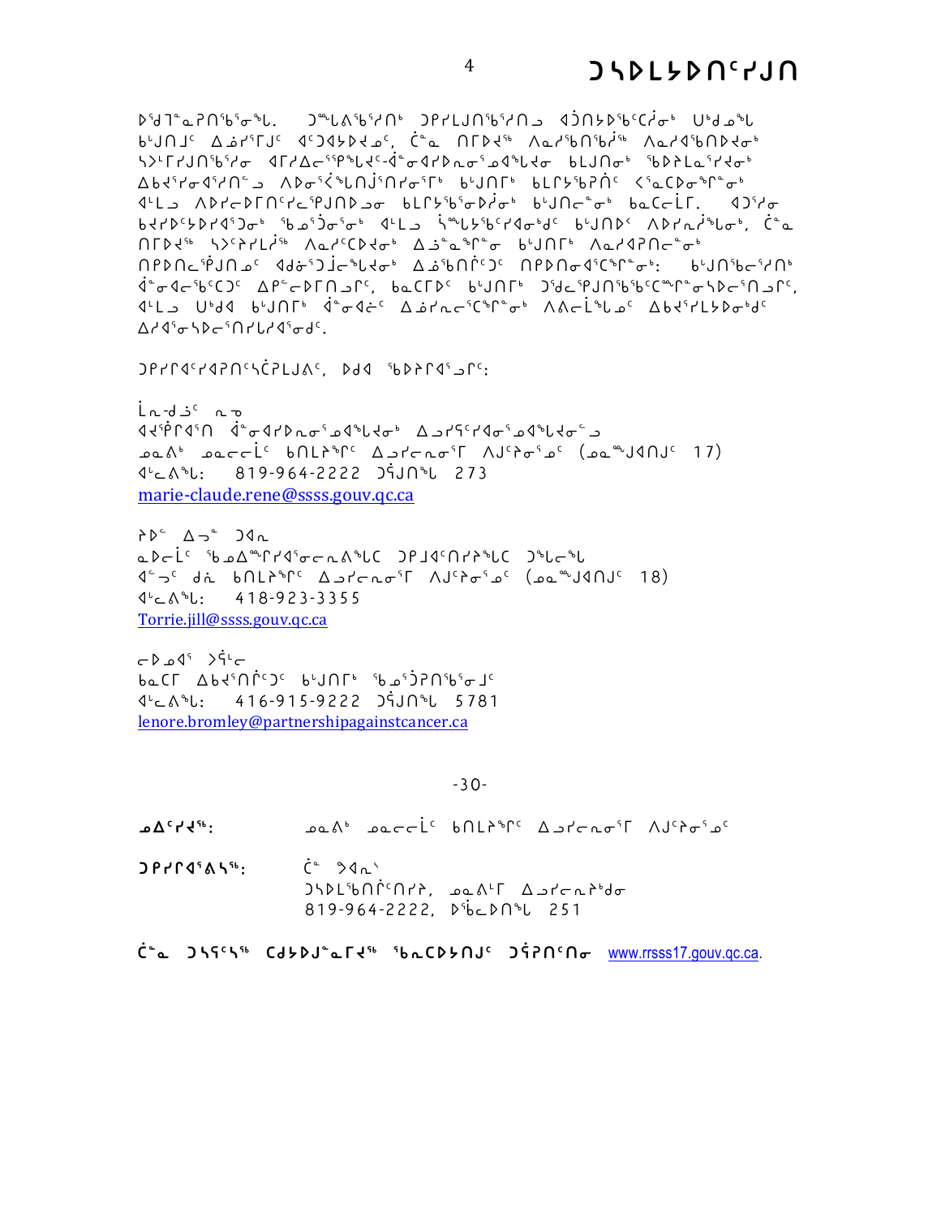ᐅᖁᒣᓐᓇᕈᑎᖃᖅᓯᒪᓪᓗ. ᑐᙵᓕᐱᖃᖅᓯᑎᒃ ᑐᑭᓯᒪᒍᑎᖃᖅᓯᑎᓗ ᐊᑑᑎᔭᐅᖃᑦᑕᓂᒃ ᑌᒃᑯᓄᓪᓕ ᑲᒍᑎᒧᑦ ᐃᓅᓯᕐᒥᒍᑦ ᐊᑦᑐᐊᔭᐅᔪᓄᑦ, ᑖᓐᓇ ᑎᒥᐅᔪᖅ ᐱᓇᓱᖃᑎᖃᕐᔪᖅ ᐱᓇᓱᐊᖃᑎᐅᔪᓂᒃ ᓴᐳᒻᒥᓯᒍᑎᖃᖅᓯᓂ ᐊᒥᓯᐃᓚᕿᕈᓪᓗᑦ-ᐋᓂᐊᓯᐅᕆᓂᕐᓄᐊᓪᓗᔪᓂ ᑲᒪᒍᑎᓂᒃ ᖃᐅᔨᒪᓇᕐᓯᔪᓂᒃ ᐃᑲᔪᕐᓯᓂᐊᕐᓯᑎᓪᓗ ᐱᐅᓂᕐᕌᓪᓚᑎᒎᖅᑎᓯᓂᕐᒥᒃ ᑲᒍᑎᒥᒃ ᑲᒪᒋᔭᖅᑭᑦᑎᑦ ᐸᕐᓇᑕᐅᓂᖅᒥᓐᓂᒃ ᐊᒻᒪᓗ ᐱᐅᓯᓚᐅᒥᑎᑦᓯᓚᕿᒍᑎᐅᓗᓂ ᑲᒪᔭᖅᑲᓂᐅᔪᓂᒃ ᑲᒍᑎᓚᓐᓂᒃ ᑲᓇᑕᒥ. ᐊᑐᕐᓯᓂ ᑲᔪᓯᐅᑦᔭᐅᔪᐊᕐᑐᓂᒃ ᖃᓄᕐᑑᓂᕐᓂᒃ ᐊᒻᒪᓗ ᓵᙱᔭᖅᑲᓪᓯᐊᓂᒃᑯᑦ ᑲᒍᑎᐅᑉ ᐱᐅᓯᕆᓐᒐᓂᒃ, ᑖᓐᓇ ᑎᒥᐅᔪᖅ ᓴᐳᑦᔨᓯᒪᔪᖅ ᐱᓇᓱᑦᑕᐅᔪᓂᒃ ᐃᓘᓐᓇᖏᓐᓂ ᑲᒍᑎᒥᒃ ᐱᓇᓱᐊᕈᑎᓖᓐᓂᒃ ᑎᑭᐅᑎᓕᕿᒍᑎᓄᑦ ᐊᑯᓂᕐᑐᒨᕐᓗᔪᓂᒃ ᐃᓅᖅᑎᑦᑐᑦ ᑎᑭᐅᑎᓂᐊᑦᑕᕐᒥᓐᓂᒃ: ᑲᒍᑎᖃᓕᖅᓯᑎᒃ ᐋᓂᐊᓕᖃᑦᑕᑐᑦ ᐃᑭᓕᐅᒥᑎᓗᒥᑦ, ᑲᓇᑕᒥᐅᑦ ᑲᒍᑎᒥᒃ ᑐᖁᓕᕿᒍᑎᖃᖅᑕᙱᓐᓂᓴᐅᓕᖅᑎᓗᒥᑦ, ᐊᒻᒪᓗ ᑌᒃᑯᐊ ᑲᒍᑎᒥᒃ ᐋᓂᐊᕌᑦ ᐃᓅᓯᓕᕆᑦᑕᕐᒥᓐᓂᒃ ᐱᕕᓕᒫᓪᓚᓄᑦ ᐃᑲᔪᕐᓯᒪᔭᐅᓂᒃᑯᑦ ᐃᓯᐊᕐᓂᓴᐅᓕᖅᑎᓯᒪᓯᐊᕐᓂᑯᑦ.

ᑐᑭᓯᒥᐊᑦᓯᐊᕈᑎᑦᓴᖅᑲᒪᒍᕕᑦ, ᐅᑯᐊ ᖃᐅᔨᒥᐊᕐᓗᒥᑦ:

ᒫᓕ-ᑯᓘᑦ ᓇᓄ
ᐊᔪᕿᒥᐊᕐᑎ ᐋᓂᐊᓯᐅᕆᓂᕐᓄᐊᓪᓗᔪᓂᒃ ᐃᓗᓯᕋᑦᓯᐊᓂᕐᓄᐊᓪᓗᓂᓪᓗ
ᓄᓇᕕᒃ ᓄᓇᓕᓕᒫᑦ ᑲᑎᒪᔨᕐᒥᑦ ᐃᓗᓯᓕᕆᓂᕐᒥ ᐱᒍᑦᔨᓂᕐᓄᑦ (ᓄᓇᙳᐊᑎᒍᑦ 17)
ᐊᓪᓚᕕᓪᓚ: 819-964-2222 ᑐᕌᒍᑎᖓ 273
marie-claude.rene@ssss.gouv.qc.ca

ᔨᐅᓪ ᐃᓗᓐ ᑐᐊᓇ
ᓇᐅᓕᒫᑦ ᖃᓄᐃᙱᑦᓯᐊᕐᓂᓕᓇᕕᓪᓚᑕ ᑐᑭᒧᐊᑦᑎᓯᔨᓪᓚᑕ ᑐᓪᓚᓪᓚ
ᐊᓪᓘᑦ ᑯᓈ ᑲᑎᒪᔨᕐᒥᑦ ᐃᓗᓯᓕᕆᓂᕐᒥ ᐱᒍᑦᔨᓂᕐᓄᑦ (ᓄᓇᙳᐊᑎᒍᑦ 18)
ᐊᓪᓚᕕᓪᓚ: 418-923-3355
Torrie.jill@ssss.gouv.qc.ca

ᓕᐅᓄᐊᕐ ᐳᕈᓕ
ᑲᓇᑕᒥ ᐃᑲᔪᕐᑎᒌᑦᑐᑦ ᑲᒍᑎᒥᒃ ᖃᓄᕐᑑᕈᑎᖃᕐᓂᒧᑦ
ᐊᓪᓚᕕᓪᓚ: 416-915-9222 ᑐᕌᒍᑎᖓ 5781
lenore.bromley@partnershipagainstcancer.ca

-30-

| | |
|---|---|
| ᓄᐃᑦᓯᔪᖅ: | ᓄᓇᕕᒃ ᓄᓇᓕᓕᒫᑦ ᑲᑎᒪᔨᕐᒥᑦ ᐃᓗᓯᓕᕆᓂᕐᒥ ᐱᒍᑦᔨᓂᕐᓄᑦ |
| ᑐᑭᓯᒥᐊᕐᕕᒃᓴᖅ: | ᑖᓐ ᔨᐊᓇᔅ<br>ᑐᓴᐅᒪᖃᑎᒌᑦᑎᓯᔨ, ᓄᓇᕕᒻᒥ ᐃᓗᓯᓕᕆᔨᑯᓂ<br>819-964-2222, ᐅᖃᓪᓚᐅᑎᖓ 251 |

ᑖᓐᓇ ᑐᓴᕐᑕᖅ ᑕᑯᔭᐅᒍᓐᓇᒥᔪᖅ ᖃᓇᑕᐅᔭᑎᒍᑦ ᑐᕌᑎᑦᑎᓂ www.rrsss17.gouv.qc.ca.